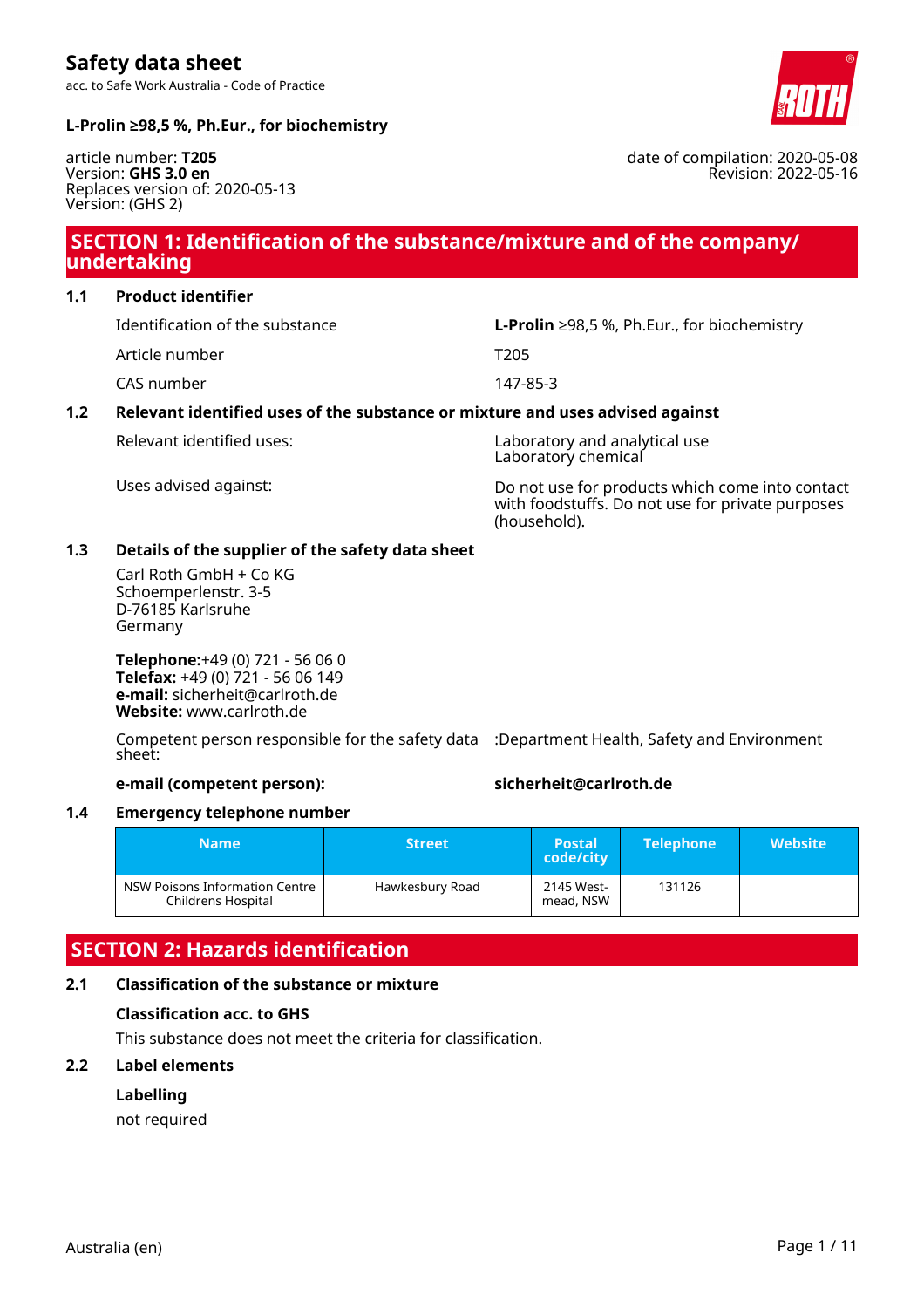# Safety data sheet

acc. to Safe Work Australia - Code of Practice

**L-Prolin ≥98,5 %, Ph.Eur., for biochemistry**

article number: **T205**
Version: **GHS 3.0 en**
Replaces version of: 2020-05-13
Version: (GHS 2)

date of compilation: 2020-05-08
Revision: 2022-05-16

## SECTION 1: Identification of the substance/mixture and of the company/undertaking

### 1.1 Product identifier

| | |
|---|---|
| Identification of the substance | **L-Prolin** ≥98,5 %, Ph.Eur., for biochemistry |
| Article number | T205 |
| CAS number | 147-85-3 |

### 1.2 Relevant identified uses of the substance or mixture and uses advised against

| | |
|---|---|
| Relevant identified uses: | Laboratory and analytical use<br>Laboratory chemical |
| Uses advised against: | Do not use for products which come into contact with foodstuffs. Do not use for private purposes (household). |

### 1.3 Details of the supplier of the safety data sheet

Carl Roth GmbH + Co KG
Schoemperlenstr. 3-5
D-76185 Karlsruhe
Germany

**Telephone:**+49 (0) 721 - 56 06 0
**Telefax:** +49 (0) 721 - 56 06 149
**e-mail:** sicherheit@carlroth.de
**Website:** www.carlroth.de

Competent person responsible for the safety data sheet: :Department Health, Safety and Environment

**e-mail (competent person):** **sicherheit@carlroth.de**

### 1.4 Emergency telephone number

| Name | Street | Postal code/city | Telephone | Website |
|---|---|---|---|---|
| NSW Poisons Information Centre Childrens Hospital | Hawkesbury Road | 2145 Westmead, NSW | 131126 | |

## SECTION 2: Hazards identification

### 2.1 Classification of the substance or mixture

**Classification acc. to GHS**

This substance does not meet the criteria for classification.

### 2.2 Label elements

**Labelling**

not required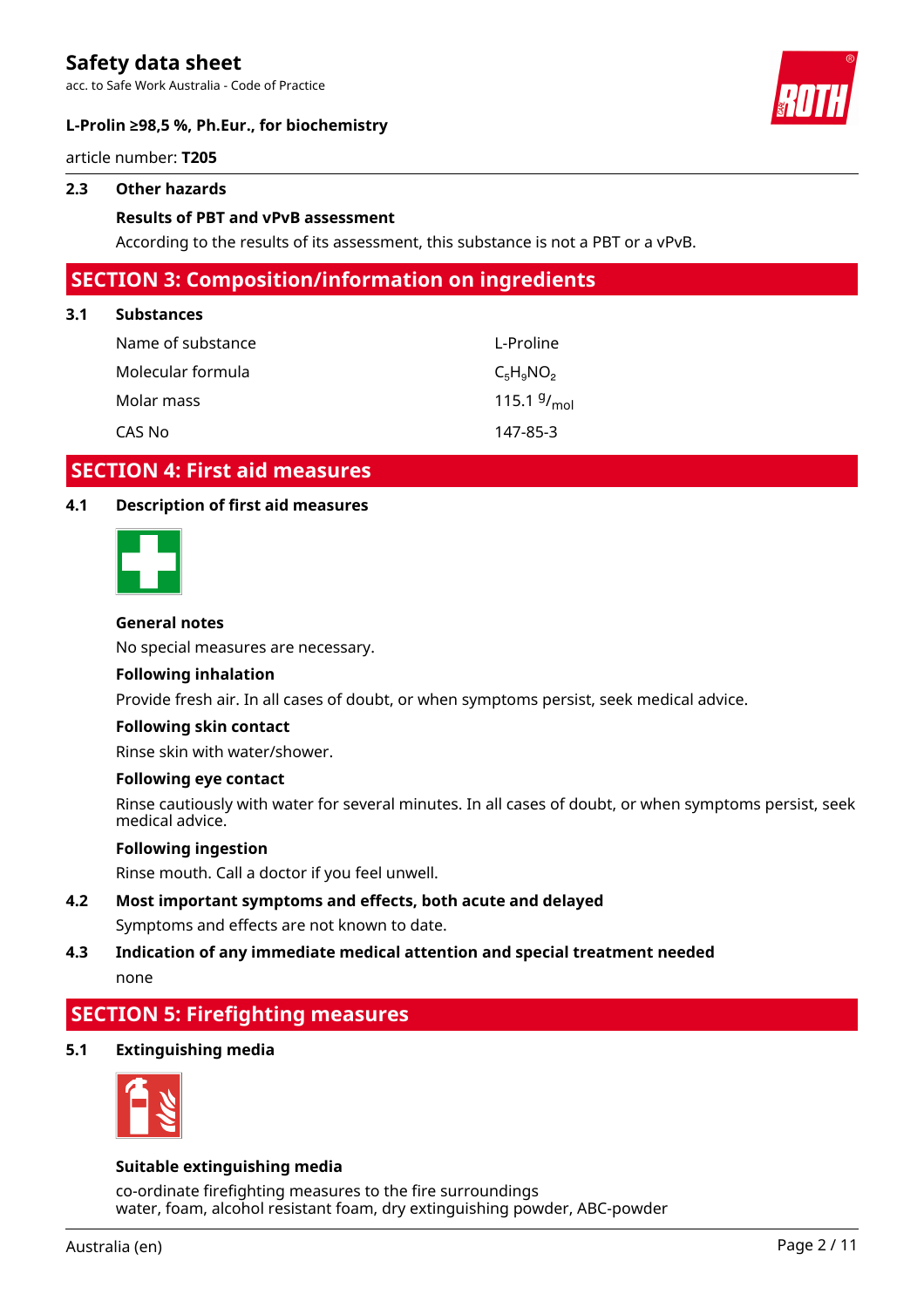### 2.3 Other hazards

**Results of PBT and vPvB assessment**

According to the results of its assessment, this substance is not a PBT or a vPvB.

## SECTION 3: Composition/information on ingredients

### 3.1 Substances

| | |
|---|---|
| Name of substance | L-Proline |
| Molecular formula | $C_5H_9NO_2$ |
| Molar mass | 115.1 $^g/_{mol}$ |
| CAS No | 147-85-3 |

## SECTION 4: First aid measures

### 4.1 Description of first aid measures

**General notes**

No special measures are necessary.

**Following inhalation**

Provide fresh air. In all cases of doubt, or when symptoms persist, seek medical advice.

**Following skin contact**

Rinse skin with water/shower.

**Following eye contact**

Rinse cautiously with water for several minutes. In all cases of doubt, or when symptoms persist, seek medical advice.

**Following ingestion**

Rinse mouth. Call a doctor if you feel unwell.

### 4.2 Most important symptoms and effects, both acute and delayed

Symptoms and effects are not known to date.

### 4.3 Indication of any immediate medical attention and special treatment needed

none

## SECTION 5: Firefighting measures

### 5.1 Extinguishing media

**Suitable extinguishing media**

co-ordinate firefighting measures to the fire surroundings
water, foam, alcohol resistant foam, dry extinguishing powder, ABC-powder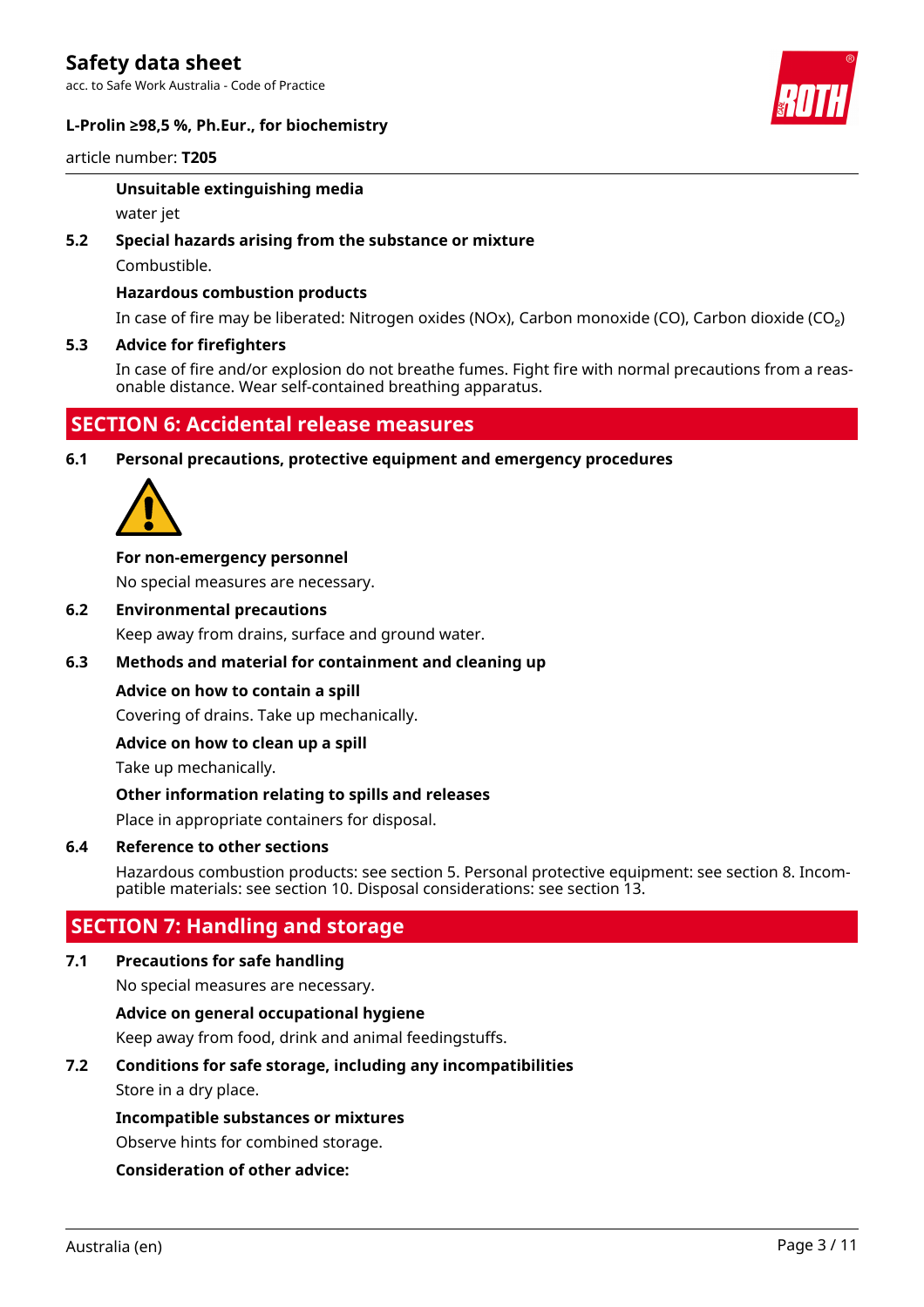**Unsuitable extinguishing media**

water jet

### 5.2 Special hazards arising from the substance or mixture

Combustible.

**Hazardous combustion products**

In case of fire may be liberated: Nitrogen oxides (NOx), Carbon monoxide (CO), Carbon dioxide ($CO_2$)

### 5.3 Advice for firefighters

In case of fire and/or explosion do not breathe fumes. Fight fire with normal precautions from a reasonable distance. Wear self-contained breathing apparatus.

## SECTION 6: Accidental release measures

### 6.1 Personal precautions, protective equipment and emergency procedures

**For non-emergency personnel**

No special measures are necessary.

### 6.2 Environmental precautions

Keep away from drains, surface and ground water.

### 6.3 Methods and material for containment and cleaning up

**Advice on how to contain a spill**

Covering of drains. Take up mechanically.

**Advice on how to clean up a spill**

Take up mechanically.

**Other information relating to spills and releases**

Place in appropriate containers for disposal.

### 6.4 Reference to other sections

Hazardous combustion products: see section 5. Personal protective equipment: see section 8. Incompatible materials: see section 10. Disposal considerations: see section 13.

## SECTION 7: Handling and storage

### 7.1 Precautions for safe handling

No special measures are necessary.

**Advice on general occupational hygiene**

Keep away from food, drink and animal feedingstuffs.

### 7.2 Conditions for safe storage, including any incompatibilities

Store in a dry place.

**Incompatible substances or mixtures**

Observe hints for combined storage.

**Consideration of other advice:**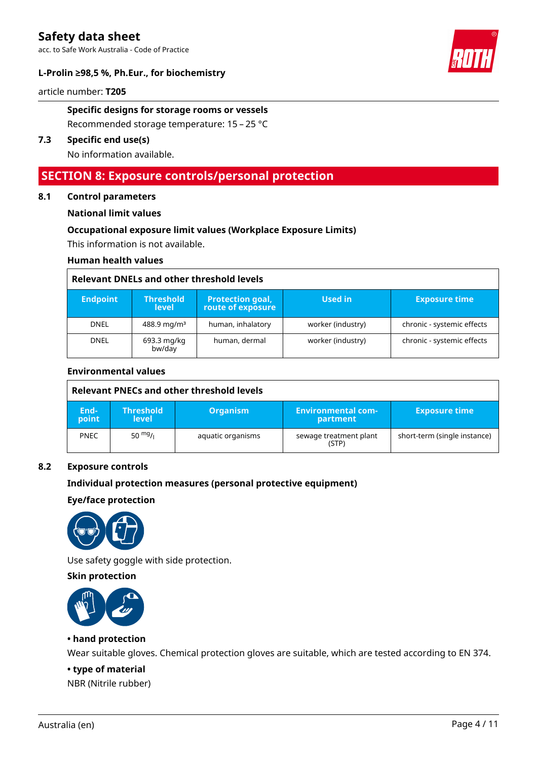**Specific designs for storage rooms or vessels**

Recommended storage temperature: 15 – 25 °C

**7.3 Specific end use(s)**

No information available.

## SECTION 8: Exposure controls/personal protection

### 8.1 Control parameters

**National limit values**

**Occupational exposure limit values (Workplace Exposure Limits)**

This information is not available.

**Human health values**

| Relevant DNELs and other threshold levels | | | | |
|---|---|---|---|---|
| **Endpoint** | **Threshold level** | **Protection goal, route of exposure** | **Used in** | **Exposure time** |
| DNEL | 488.9 mg/m³ | human, inhalatory | worker (industry) | chronic - systemic effects |
| DNEL | 693.3 mg/kg bw/day | human, dermal | worker (industry) | chronic - systemic effects |

**Environmental values**

| Relevant PNECs and other threshold levels | | | | |
|---|---|---|---|---|
| **End-point** | **Threshold level** | **Organism** | **Environmental com-partment** | **Exposure time** |
| PNEC | 50 mg/l | aquatic organisms | sewage treatment plant (STP) | short-term (single instance) |

### 8.2 Exposure controls

**Individual protection measures (personal protective equipment)**

**Eye/face protection**

Use safety goggle with side protection.

**Skin protection**

**• hand protection**

Wear suitable gloves. Chemical protection gloves are suitable, which are tested according to EN 374.

**• type of material**

NBR (Nitrile rubber)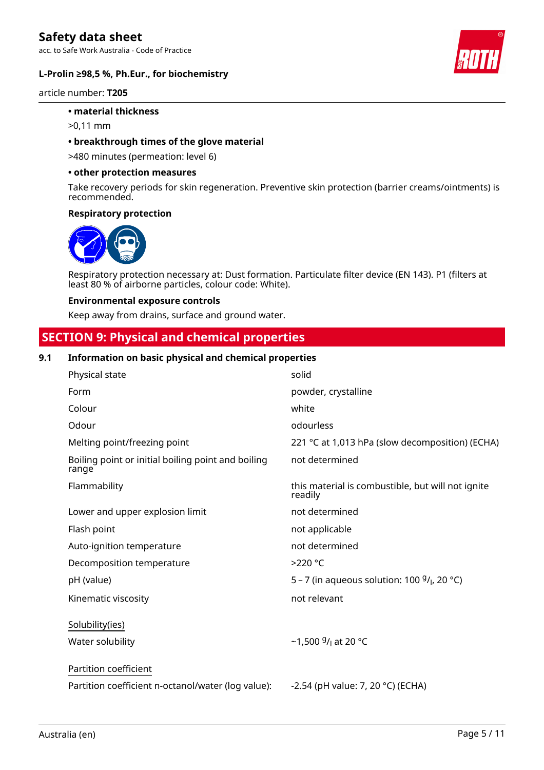- **material thickness**

>0,11 mm

- **breakthrough times of the glove material**

>480 minutes (permeation: level 6)

- **other protection measures**

Take recovery periods for skin regeneration. Preventive skin protection (barrier creams/ointments) is recommended.

**Respiratory protection**

Respiratory protection necessary at: Dust formation. Particulate filter device (EN 143). P1 (filters at least 80 % of airborne particles, colour code: White).

**Environmental exposure controls**

Keep away from drains, surface and ground water.

## SECTION 9: Physical and chemical properties

### 9.1 Information on basic physical and chemical properties

| | |
|---|---|
| Physical state | solid |
| Form | powder, crystalline |
| Colour | white |
| Odour | odourless |
| Melting point/freezing point | 221 °C at 1,013 hPa (slow decomposition) (ECHA) |
| Boiling point or initial boiling point and boiling range | not determined |
| Flammability | this material is combustible, but will not ignite readily |
| Lower and upper explosion limit | not determined |
| Flash point | not applicable |
| Auto-ignition temperature | not determined |
| Decomposition temperature | >220 °C |
| pH (value) | 5 – 7 (in aqueous solution: 100 $^g/_l$, 20 °C) |
| Kinematic viscosity | not relevant |

Solubility(ies)

| | |
|---|---|
| Water solubility | ~1,500 $^g/_l$ at 20 °C |

Partition coefficient

| | |
|---|---|
| Partition coefficient n-octanol/water (log value): | -2.54 (pH value: 7, 20 °C) (ECHA) |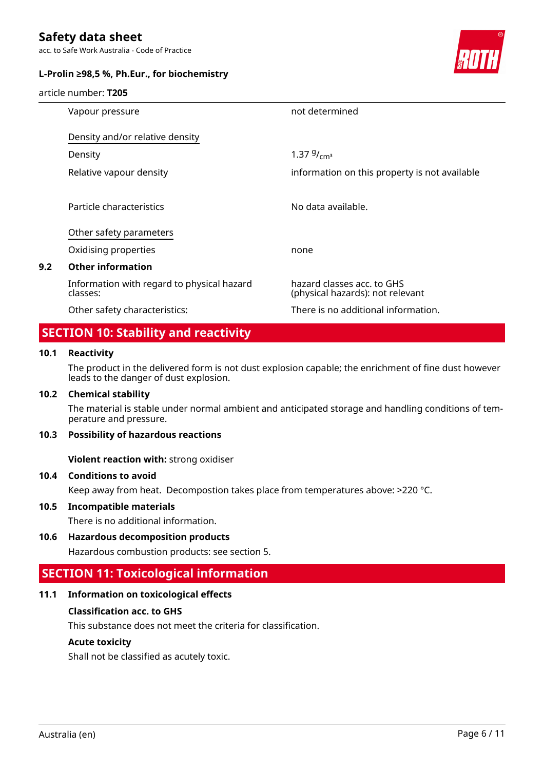| | |
|---|---|
| Vapour pressure | not determined |

Density and/or relative density

| | |
|---|---|
| Density | 1.37 $^{g}/_{cm^3}$ |
| Relative vapour density | information on this property is not available |
| Particle characteristics | No data available. |

Other safety parameters

| | |
|---|---|
| Oxidising properties | none |

### 9.2 Other information

| | |
|---|---|
| Information with regard to physical hazard classes: | hazard classes acc. to GHS (physical hazards): not relevant |
| Other safety characteristics: | There is no additional information. |

## SECTION 10: Stability and reactivity

### 10.1 Reactivity

The product in the delivered form is not dust explosion capable; the enrichment of fine dust however leads to the danger of dust explosion.

### 10.2 Chemical stability

The material is stable under normal ambient and anticipated storage and handling conditions of temperature and pressure.

### 10.3 Possibility of hazardous reactions

**Violent reaction with:** strong oxidiser

### 10.4 Conditions to avoid

Keep away from heat. Decompostion takes place from temperatures above: >220 °C.

### 10.5 Incompatible materials

There is no additional information.

### 10.6 Hazardous decomposition products

Hazardous combustion products: see section 5.

## SECTION 11: Toxicological information

### 11.1 Information on toxicological effects

**Classification acc. to GHS**

This substance does not meet the criteria for classification.

**Acute toxicity**

Shall not be classified as acutely toxic.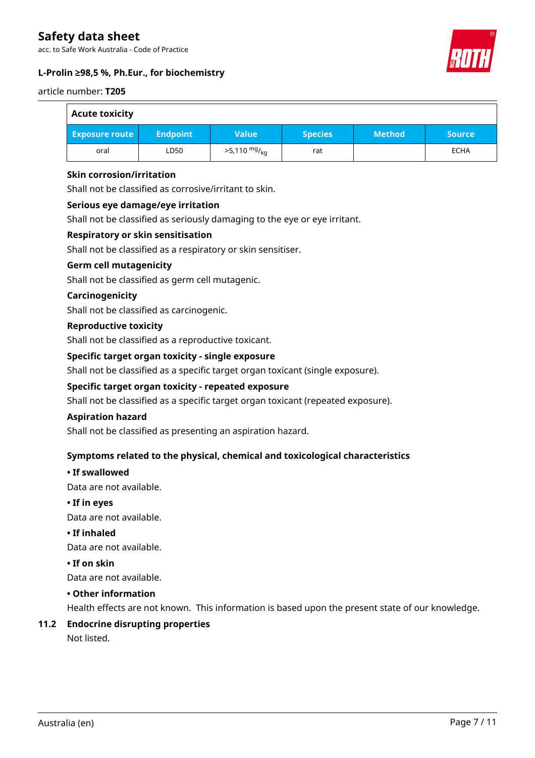| Acute toxicity | | | | | |
|---|---|---|---|---|---|
| **Exposure route** | **Endpoint** | **Value** | **Species** | **Method** | **Source** |
| oral | LD50 | >5,110 $^{mg}/_{kg}$ | rat | | ECHA |

### Skin corrosion/irritation

Shall not be classified as corrosive/irritant to skin.

### Serious eye damage/eye irritation

Shall not be classified as seriously damaging to the eye or eye irritant.

### Respiratory or skin sensitisation

Shall not be classified as a respiratory or skin sensitiser.

### Germ cell mutagenicity

Shall not be classified as germ cell mutagenic.

### Carcinogenicity

Shall not be classified as carcinogenic.

### Reproductive toxicity

Shall not be classified as a reproductive toxicant.

### Specific target organ toxicity - single exposure

Shall not be classified as a specific target organ toxicant (single exposure).

### Specific target organ toxicity - repeated exposure

Shall not be classified as a specific target organ toxicant (repeated exposure).

### Aspiration hazard

Shall not be classified as presenting an aspiration hazard.

### Symptoms related to the physical, chemical and toxicological characteristics

**• If swallowed**

Data are not available.

**• If in eyes**

Data are not available.

**• If inhaled**

Data are not available.

**• If on skin**

Data are not available.

**• Other information**

Health effects are not known. This information is based upon the present state of our knowledge.

## 11.2 Endocrine disrupting properties

Not listed.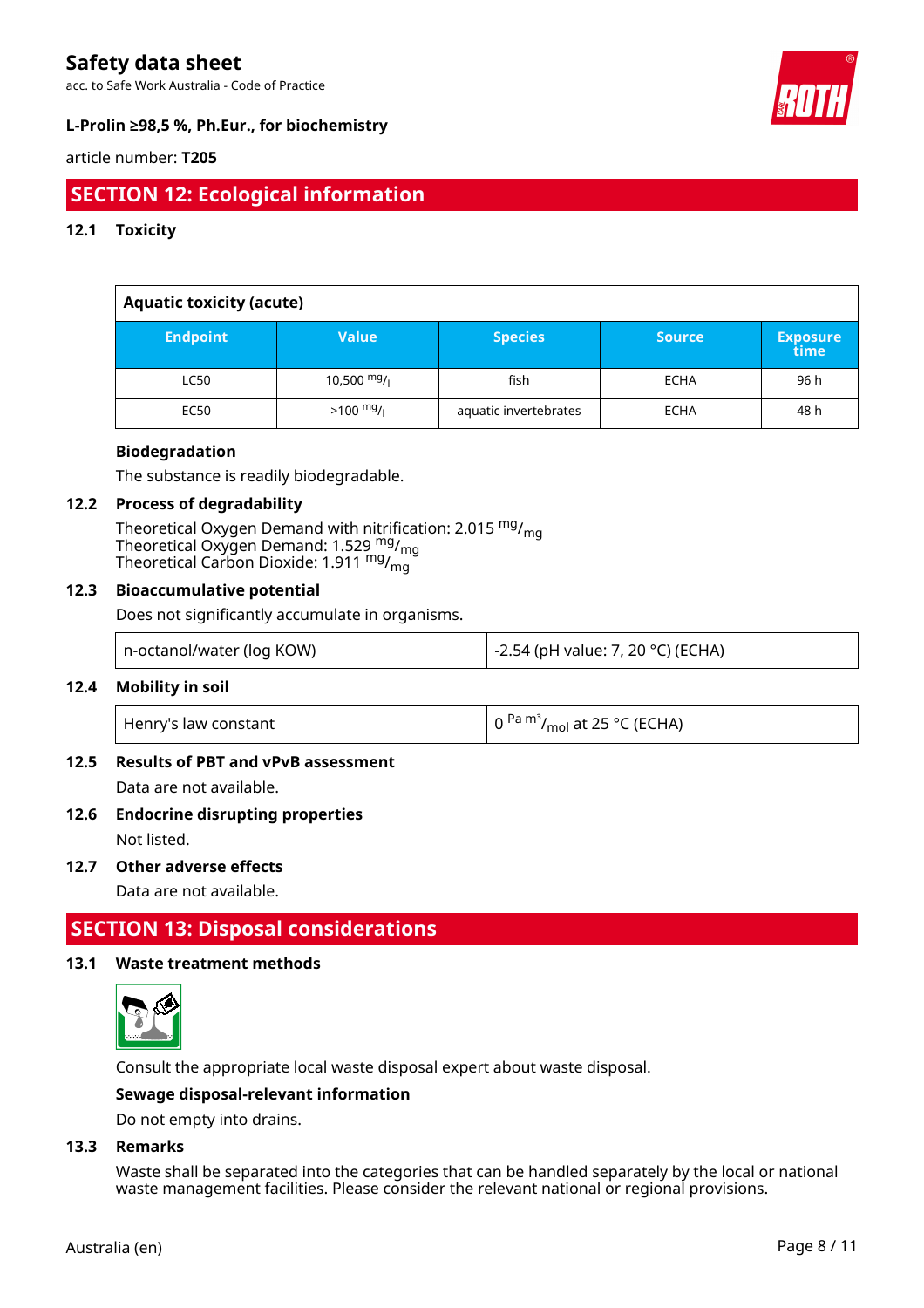## SECTION 12: Ecological information

### 12.1 Toxicity

| Aquatic toxicity (acute) | | | | |
|---|---|---|---|---|
| **Endpoint** | **Value** | **Species** | **Source** | **Exposure time** |
| LC50 | 10,500 $^{mg}/_{l}$ | fish | ECHA | 96 h |
| EC50 | >100 $^{mg}/_{l}$ | aquatic invertebrates | ECHA | 48 h |

**Biodegradation**

The substance is readily biodegradable.

### 12.2 Process of degradability

Theoretical Oxygen Demand with nitrification: 2.015 $^{mg}/_{mg}$
Theoretical Oxygen Demand: 1.529 $^{mg}/_{mg}$
Theoretical Carbon Dioxide: 1.911 $^{mg}/_{mg}$

### 12.3 Bioaccumulative potential

Does not significantly accumulate in organisms.

| n-octanol/water (log KOW) | -2.54 (pH value: 7, 20 °C) (ECHA) |
|---|---|

### 12.4 Mobility in soil

| Henry's law constant | 0 $^{Pa\ m^3}/_{mol}$ at 25 °C (ECHA) |
|---|---|

### 12.5 Results of PBT and vPvB assessment

Data are not available.

### 12.6 Endocrine disrupting properties

Not listed.

### 12.7 Other adverse effects

Data are not available.

## SECTION 13: Disposal considerations

### 13.1 Waste treatment methods

Consult the appropriate local waste disposal expert about waste disposal.

**Sewage disposal-relevant information**

Do not empty into drains.

### 13.3 Remarks

Waste shall be separated into the categories that can be handled separately by the local or national waste management facilities. Please consider the relevant national or regional provisions.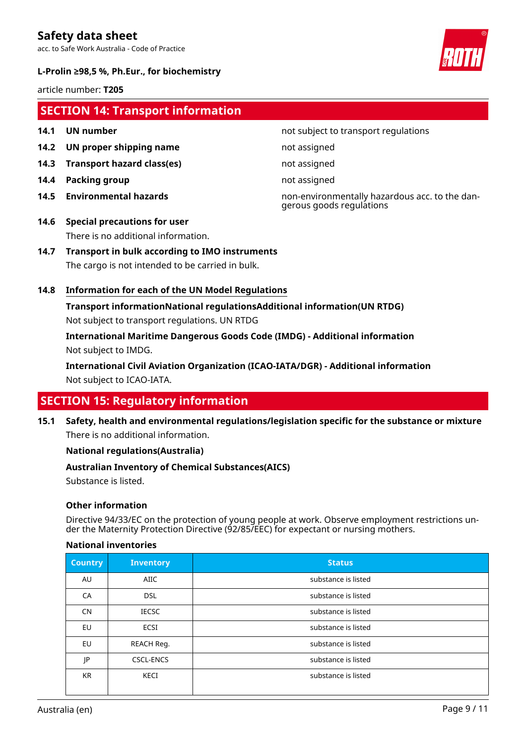## SECTION 14: Transport information

| | | |
|---|---|---|
| **14.1** | **UN number** | not subject to transport regulations |
| **14.2** | **UN proper shipping name** | not assigned |
| **14.3** | **Transport hazard class(es)** | not assigned |
| **14.4** | **Packing group** | not assigned |
| **14.5** | **Environmental hazards** | non-environmentally hazardous acc. to the dangerous goods regulations |

**14.6 Special precautions for user**

There is no additional information.

**14.7 Transport in bulk according to IMO instruments**

The cargo is not intended to be carried in bulk.

**14.8 Information for each of the UN Model Regulations**

**Transport informationNational regulationsAdditional information(UN RTDG)**

Not subject to transport regulations. UN RTDG

**International Maritime Dangerous Goods Code (IMDG) - Additional information**

Not subject to IMDG.

**International Civil Aviation Organization (ICAO-IATA/DGR) - Additional information**

Not subject to ICAO-IATA.

## SECTION 15: Regulatory information

**15.1 Safety, health and environmental regulations/legislation specific for the substance or mixture**

There is no additional information.

**National regulations(Australia)**

**Australian Inventory of Chemical Substances(AICS)**

Substance is listed.

**Other information**

Directive 94/33/EC on the protection of young people at work. Observe employment restrictions under the Maternity Protection Directive (92/85/EEC) for expectant or nursing mothers.

**National inventories**

| Country | Inventory | Status |
|---|---|---|
| AU | AIIC | substance is listed |
| CA | DSL | substance is listed |
| CN | IECSC | substance is listed |
| EU | ECSI | substance is listed |
| EU | REACH Reg. | substance is listed |
| JP | CSCL-ENCS | substance is listed |
| KR | KECI | substance is listed |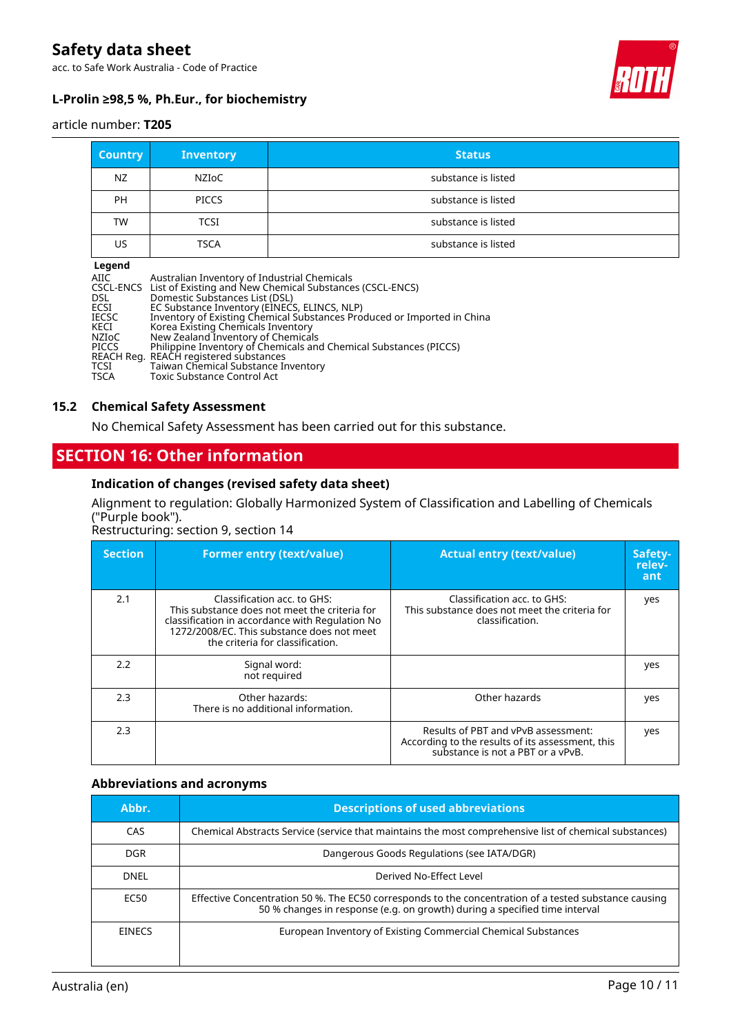| Country | Inventory | Status |
|---|---|---|
| NZ | NZIoC | substance is listed |
| PH | PICCS | substance is listed |
| TW | TCSI | substance is listed |
| US | TSCA | substance is listed |

**Legend**

AIIC Australian Inventory of Industrial Chemicals
CSCL-ENCS List of Existing and New Chemical Substances (CSCL-ENCS)
DSL Domestic Substances List (DSL)
ECSI EC Substance Inventory (EINECS, ELINCS, NLP)
IECSC Inventory of Existing Chemical Substances Produced or Imported in China
KECI Korea Existing Chemicals Inventory
NZIoC New Zealand Inventory of Chemicals
PICCS Philippine Inventory of Chemicals and Chemical Substances (PICCS)
REACH Reg. REACH registered substances
TCSI Taiwan Chemical Substance Inventory
TSCA Toxic Substance Control Act

### 15.2 Chemical Safety Assessment

No Chemical Safety Assessment has been carried out for this substance.

## SECTION 16: Other information

### Indication of changes (revised safety data sheet)

Alignment to regulation: Globally Harmonized System of Classification and Labelling of Chemicals ("Purple book").
Restructuring: section 9, section 14

| Section | Former entry (text/value) | Actual entry (text/value) | Safety-relevant |
|---|---|---|---|
| 2.1 | Classification acc. to GHS: This substance does not meet the criteria for classification in accordance with Regulation No 1272/2008/EC. This substance does not meet the criteria for classification. | Classification acc. to GHS: This substance does not meet the criteria for classification. | yes |
| 2.2 | Signal word: not required | | yes |
| 2.3 | Other hazards: There is no additional information. | Other hazards | yes |
| 2.3 | | Results of PBT and vPvB assessment: According to the results of its assessment, this substance is not a PBT or a vPvB. | yes |

### Abbreviations and acronyms

| Abbr. | Descriptions of used abbreviations |
|---|---|
| CAS | Chemical Abstracts Service (service that maintains the most comprehensive list of chemical substances) |
| DGR | Dangerous Goods Regulations (see IATA/DGR) |
| DNEL | Derived No-Effect Level |
| EC50 | Effective Concentration 50 %. The EC50 corresponds to the concentration of a tested substance causing 50 % changes in response (e.g. on growth) during a specified time interval |
| EINECS | European Inventory of Existing Commercial Chemical Substances |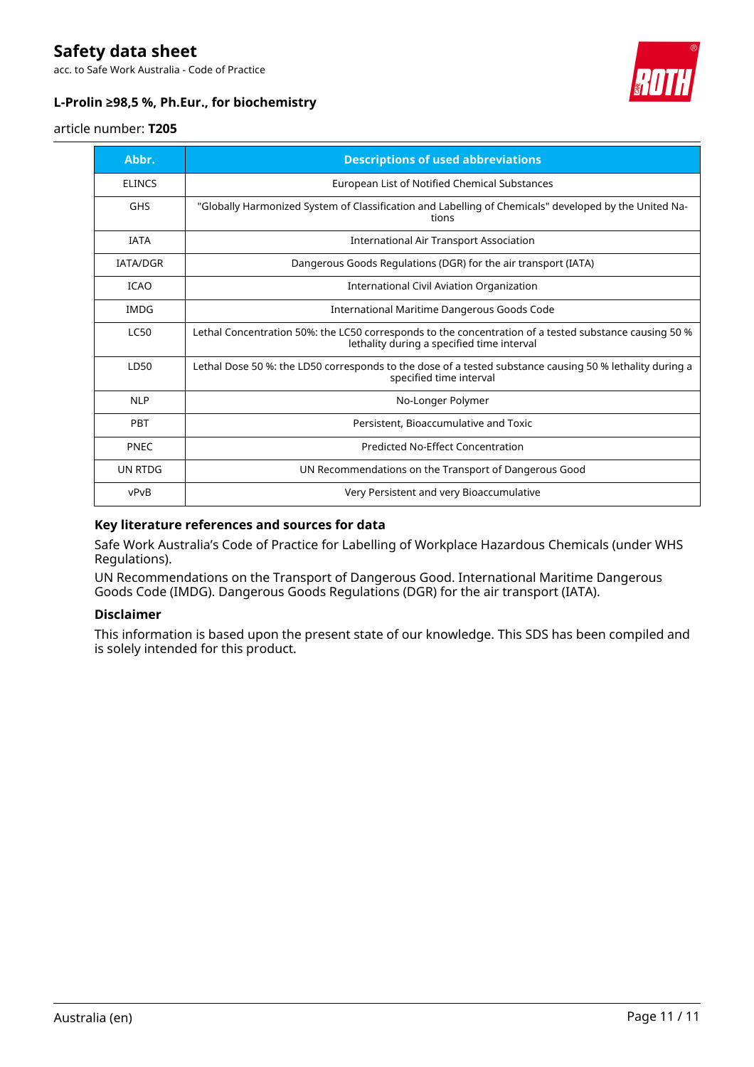| Abbr. | Descriptions of used abbreviations |
| --- | --- |
| ELINCS | European List of Notified Chemical Substances |
| GHS | "Globally Harmonized System of Classification and Labelling of Chemicals" developed by the United Nations |
| IATA | International Air Transport Association |
| IATA/DGR | Dangerous Goods Regulations (DGR) for the air transport (IATA) |
| ICAO | International Civil Aviation Organization |
| IMDG | International Maritime Dangerous Goods Code |
| LC50 | Lethal Concentration 50%: the LC50 corresponds to the concentration of a tested substance causing 50 % lethality during a specified time interval |
| LD50 | Lethal Dose 50 %: the LD50 corresponds to the dose of a tested substance causing 50 % lethality during a specified time interval |
| NLP | No-Longer Polymer |
| PBT | Persistent, Bioaccumulative and Toxic |
| PNEC | Predicted No-Effect Concentration |
| UN RTDG | UN Recommendations on the Transport of Dangerous Good |
| vPvB | Very Persistent and very Bioaccumulative |

### Key literature references and sources for data

Safe Work Australia's Code of Practice for Labelling of Workplace Hazardous Chemicals (under WHS Regulations).

UN Recommendations on the Transport of Dangerous Good. International Maritime Dangerous Goods Code (IMDG). Dangerous Goods Regulations (DGR) for the air transport (IATA).

### Disclaimer

This information is based upon the present state of our knowledge. This SDS has been compiled and is solely intended for this product.